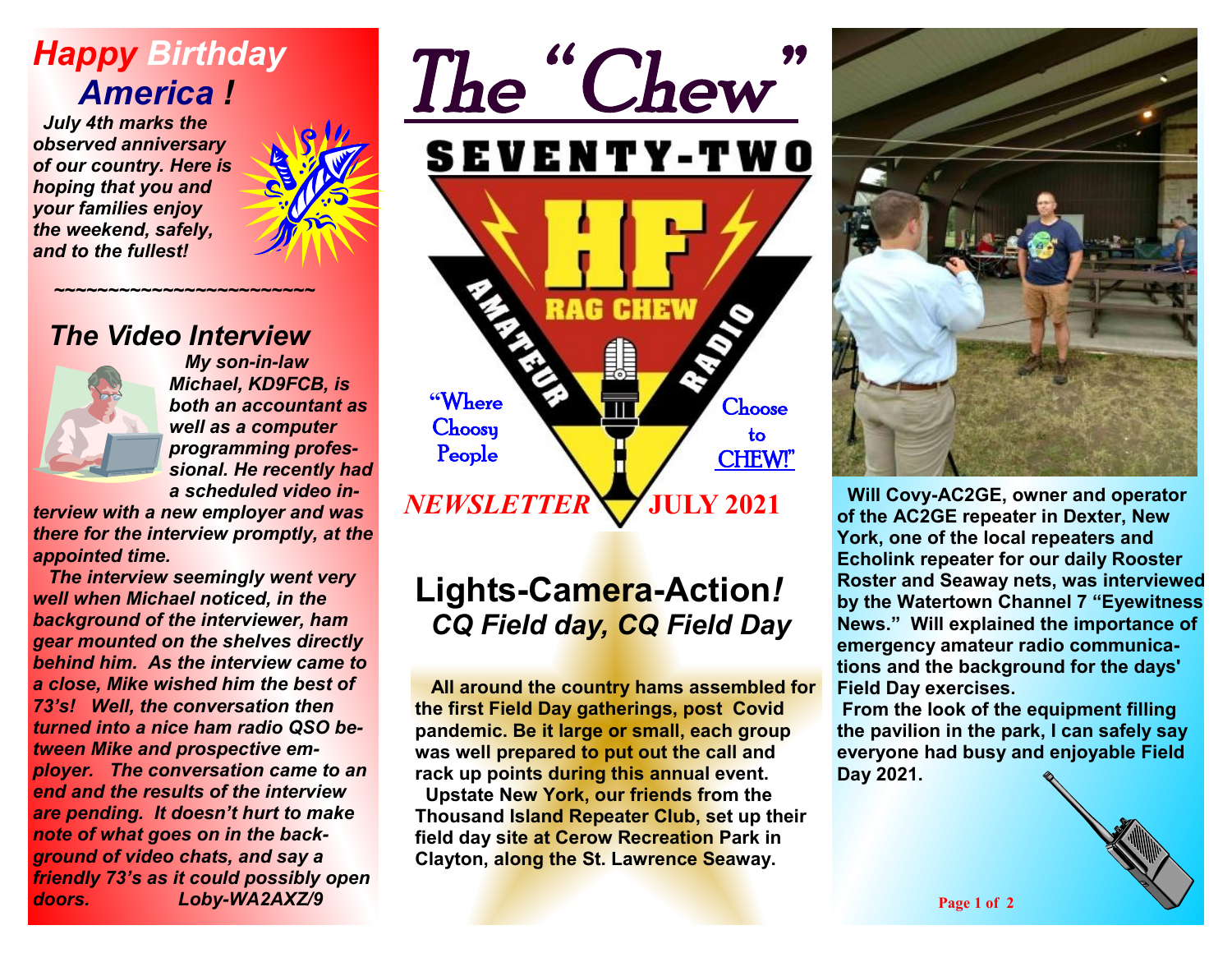# The "Chew"

SEVENTY-TWO HF RAG CHEW AMATEUR RADIO

"Where Choosy People Choose to CHEW!"

*NEWSLETTER* **JULY 2021**

## *Happy Birthday America !*

***July 4th marks the observed anniversary of our country. Here is hoping that you and your families enjoy the weekend, safely, and to the fullest!***

~~~~~~~~~~~~~~~~~~~~~~~~~

## *The Video Interview*

***My son-in-law Michael, KD9FCB, is both an accountant as well as a computer programming professional. He recently had a scheduled video interview with a new employer and was there for the interview promptly, at the appointed time.***

***The interview seemingly went very well when Michael noticed, in the background of the interviewer, ham gear mounted on the shelves directly behind him. As the interview came to a close, Mike wished him the best of 73's! Well, the conversation then turned into a nice ham radio QSO between Mike and prospective employer. The conversation came to an end and the results of the interview are pending. It doesn't hurt to make note of what goes on in the background of video chats, and say a friendly 73's as it could possibly open doors. Loby-WA2AXZ/9***

## Lights-Camera-Action*!*
### *CQ Field day, CQ Field Day*

**All around the country hams assembled for the first Field Day gatherings, post Covid pandemic. Be it large or small, each group was well prepared to put out the call and rack up points during this annual event.**

**Upstate New York, our friends from the Thousand Island Repeater Club, set up their field day site at Cerow Recreation Park in Clayton, along the St. Lawrence Seaway.**

**Will Covy-AC2GE, owner and operator of the AC2GE repeater in Dexter, New York, one of the local repeaters and Echolink repeater for our daily Rooster Roster and Seaway nets, was interviewed by the Watertown Channel 7 "Eyewitness News." Will explained the importance of emergency amateur radio communications and the background for the days' Field Day exercises.**

**From the look of the equipment filling the pavilion in the park, I can safely say everyone had busy and enjoyable Field Day 2021.**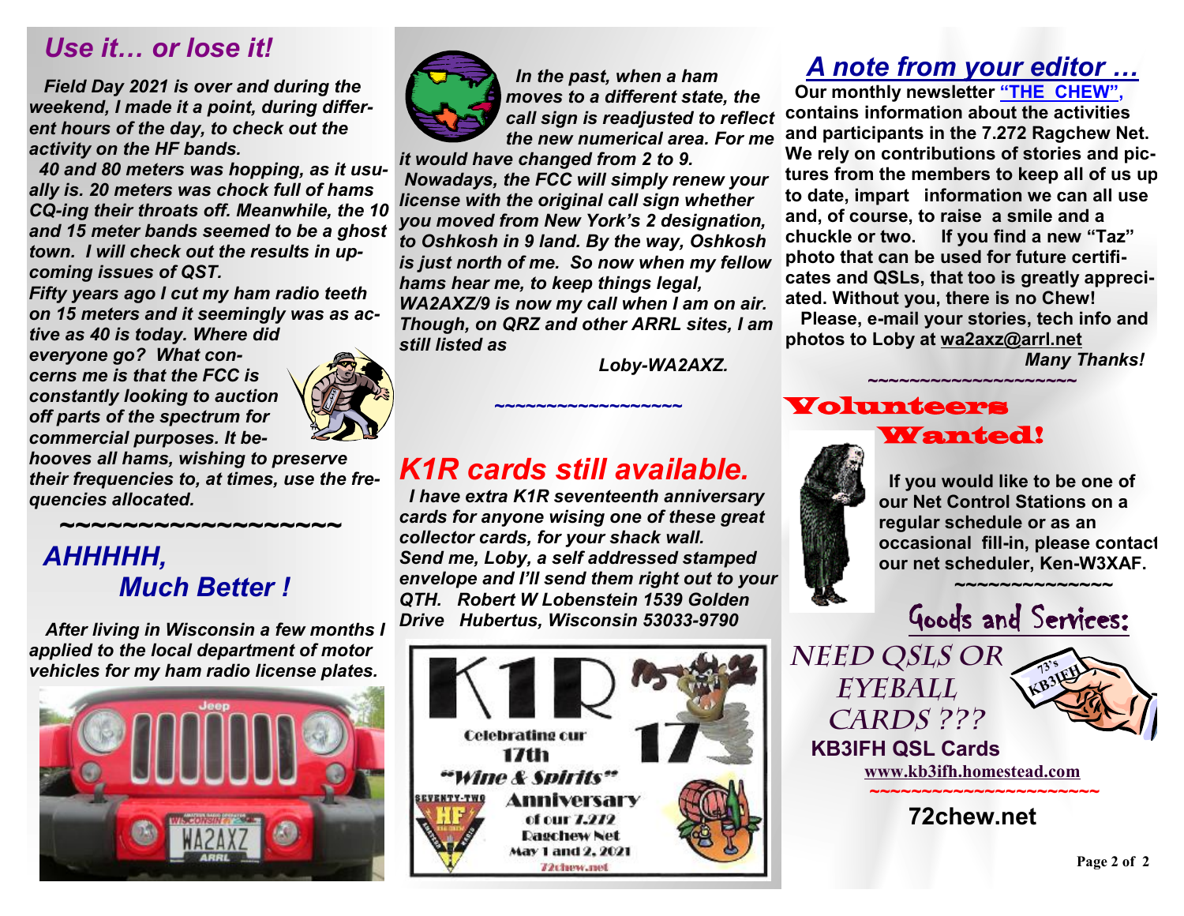## *Use it… or lose it!*

***Field Day 2021 is over and during the weekend, I made it a point, during different hours of the day, to check out the activity on the HF bands.***

***40 and 80 meters was hopping, as it usually is. 20 meters was chock full of hams CQ-ing their throats off. Meanwhile, the 10 and 15 meter bands seemed to be a ghost town. I will check out the results in upcoming issues of QST.***

***Fifty years ago I cut my ham radio teeth on 15 meters and it seemingly was as active as 40 is today. Where did everyone go? What concerns me is that the FCC is constantly looking to auction off parts of the spectrum for commercial purposes. It behooves all hams, wishing to preserve their frequencies to, at times, use the frequencies allocated.***

~~~~~~~~~~~~~~~~~~~~

## *AHHHHH, Much Better !*

***After living in Wisconsin a few months I applied to the local department of motor vehicles for my ham radio license plates.***

***In the past, when a ham moves to a different state, the call sign is readjusted to reflect the new numerical area. For me it would have changed from 2 to 9.***

***Nowadays, the FCC will simply renew your license with the original call sign whether you moved from New York's 2 designation, to Oshkosh in 9 land. By the way, Oshkosh is just north of me. So now when my fellow hams hear me, to keep things legal, WA2AXZ/9 is now my call when I am on air. Though, on QRZ and other ARRL sites, I am still listed as***

***Loby-WA2AXZ.***

~~~~~~~~~~~~~~~~~~~~

## *K1R cards still available.*

***I have extra K1R seventeenth anniversary cards for anyone wising one of these great collector cards, for your shack wall. Send me, Loby, a self addressed stamped envelope and I'll send them right out to your QTH. Robert W Lobenstein 1539 Golden Drive Hubertus, Wisconsin 53033-9790***

## *A note from your editor …*

**Our monthly newsletter "THE CHEW", contains information about the activities and participants in the 7.272 Ragchew Net. We rely on contributions of stories and pictures from the members to keep all of us up to date, impart information we can all use and, of course, to raise a smile and a chuckle or two. If you find a new "Taz" photo that can be used for future certificates and QSLs, that too is greatly appreciated. Without you, there is no Chew!**

**Please, e-mail your stories, tech info and photos to Loby at wa2axz@arrl.net**

***Many Thanks!***

~~~~~~~~~~~~~~~~~~~~

## Volunteers Wanted!

**If you would like to be one of our Net Control Stations on a regular schedule or as an occasional fill-in, please contact our net scheduler, Ken-W3XAF.**

~~~~~~~~~~~~~~~~

## Goods and Services:

NEED QSLS OR EYEBALL CARDS ???

**KB3IFH QSL Cards**

**www.kb3ifh.homestead.com**

~~~~~~~~~~~~~~~~~~~~~~~~

**72chew.net**